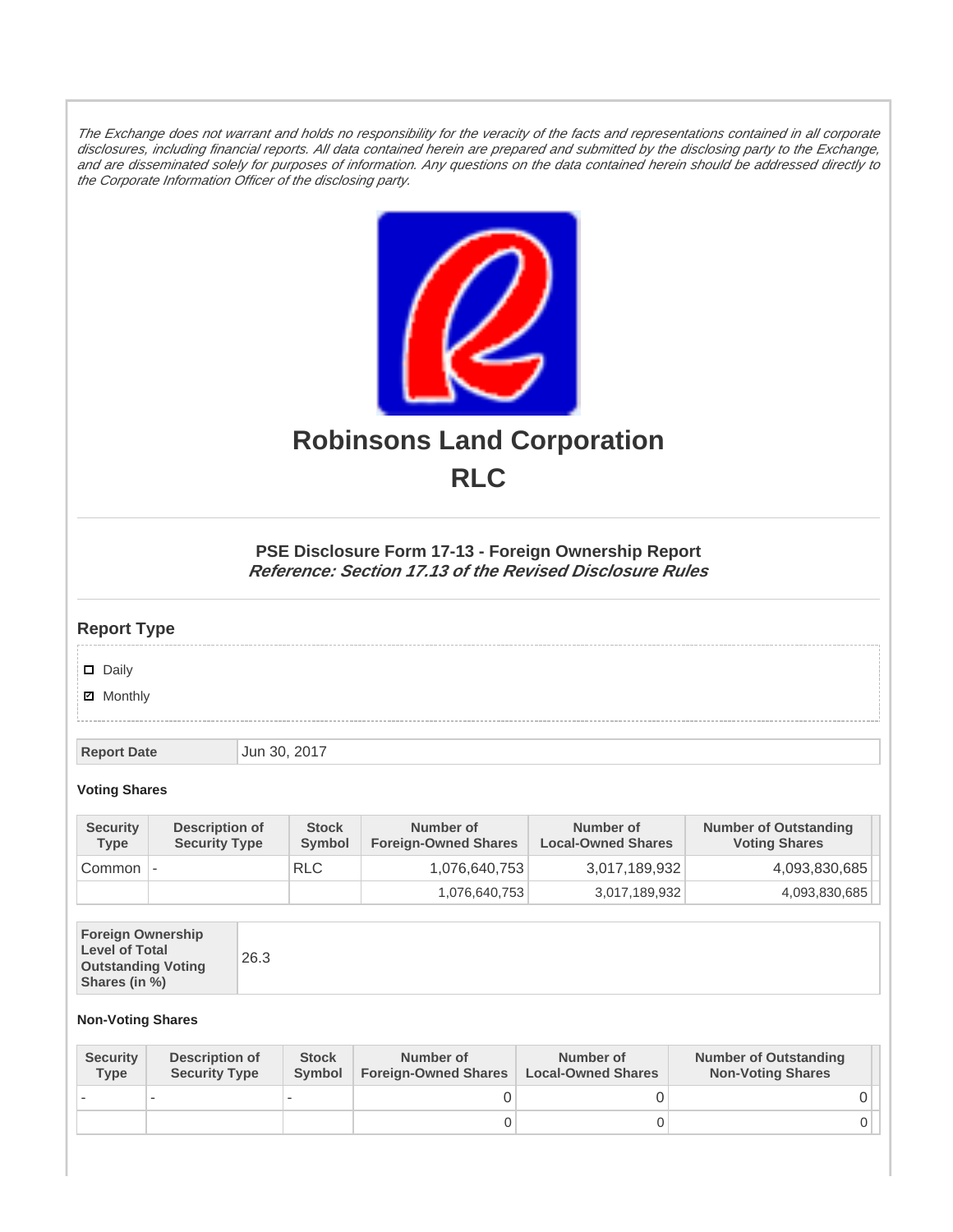*The Exchange does not warrant and holds no responsibility for the veracity of the facts and representations contained in all corporate disclosures, including financial reports. All data contained herein are prepared and submitted by the disclosing party to the Exchange, and are disseminated solely for purposes of information. Any questions on the data contained herein should be addressed directly to the Corporate Information Officer of the disclosing party.*

# Robinsons Land Corporation
# RLC

### PSE Disclosure Form 17-13 - Foreign Ownership Report
***Reference: Section 17.13 of the Revised Disclosure Rules***

## Report Type

- [ ] Daily
- [x] Monthly

| Report Date | Jun 30, 2017 |
|---|---|

**Voting Shares**

| Security Type | Description of Security Type | Stock Symbol | Number of Foreign-Owned Shares | Number of Local-Owned Shares | Number of Outstanding Voting Shares |
|---|---|---|---|---|---|
| Common | - | RLC | 1,076,640,753 | 3,017,189,932 | 4,093,830,685 |
| | | | 1,076,640,753 | 3,017,189,932 | 4,093,830,685 |

| Foreign Ownership Level of Total Outstanding Voting Shares (in %) | 26.3 |
|---|---|

**Non-Voting Shares**

| Security Type | Description of Security Type | Stock Symbol | Number of Foreign-Owned Shares | Number of Local-Owned Shares | Number of Outstanding Non-Voting Shares |
|---|---|---|---|---|---|
| - | - | - | 0 | 0 | 0 |
| | | | 0 | 0 | 0 |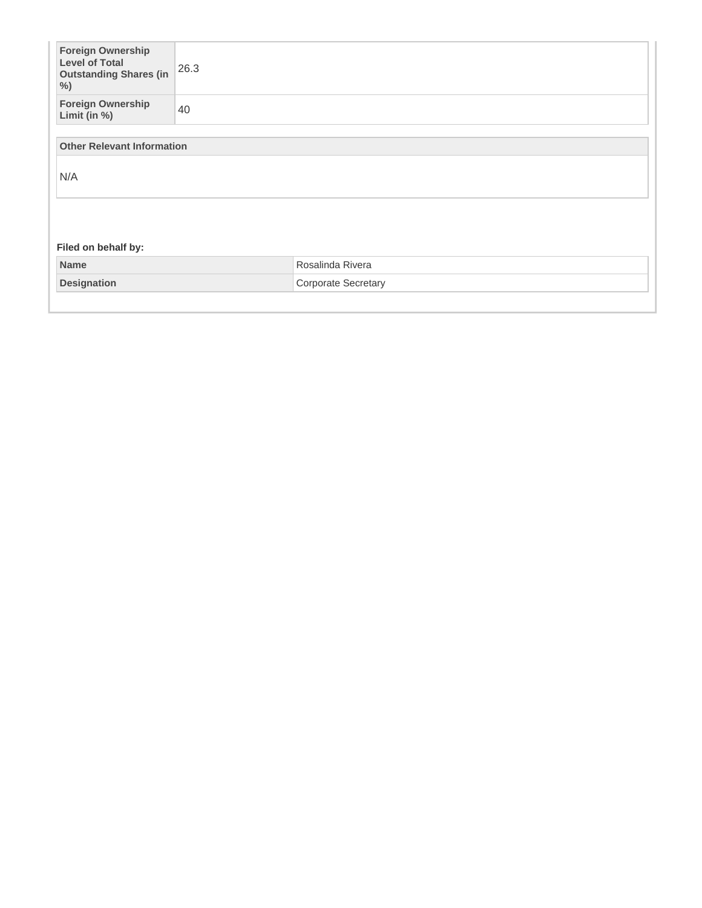| | |
|---|---|
| **Foreign Ownership Level of Total Outstanding Shares (in %)** | 26.3 |
| **Foreign Ownership Limit (in %)** | 40 |

| Other Relevant Information |
|---|
| N/A |

**Filed on behalf by:**

| | |
|---|---|
| **Name** | Rosalinda Rivera |
| **Designation** | Corporate Secretary |